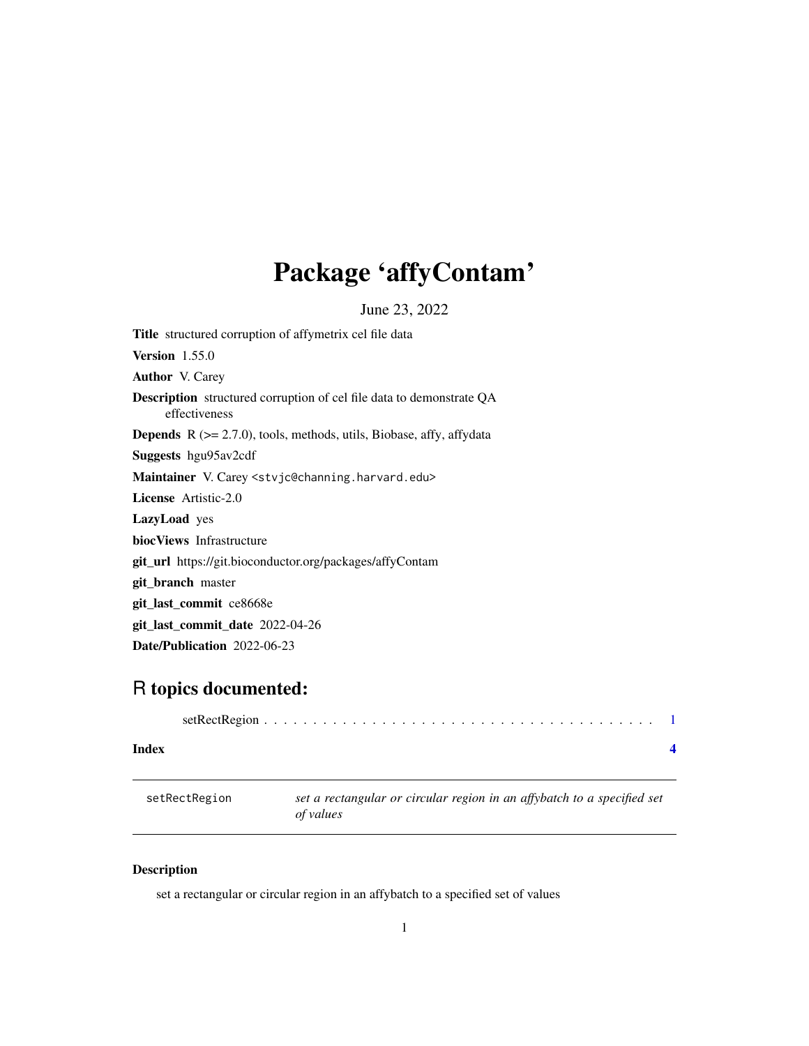# Package 'affyContam'

June 23, 2022

**Title** structured corruption of affymetrix cel file data

**Version** 1.55.0

**Author** V. Carey

**Description** structured corruption of cel file data to demonstrate QA effectiveness

**Depends** R (>= 2.7.0), tools, methods, utils, Biobase, affy, affydata

**Suggests** hgu95av2cdf

**Maintainer** V. Carey <stvjc@channing.harvard.edu>

**License** Artistic-2.0

**LazyLoad** yes

**biocViews** Infrastructure

**git_url** https://git.bioconductor.org/packages/affyContam

**git_branch** master

**git_last_commit** ce8668e

**git_last_commit_date** 2022-04-26

**Date/Publication** 2022-06-23

## R topics documented:

setRectRegion . . . . . . . . . . . . . . . . . . . . . . . . . . . . . . . . . . . . . . . 1

**Index** **4**

---

`setRectRegion` *set a rectangular or circular region in an affybatch to a specified set of values*

---

### Description

set a rectangular or circular region in an affybatch to a specified set of values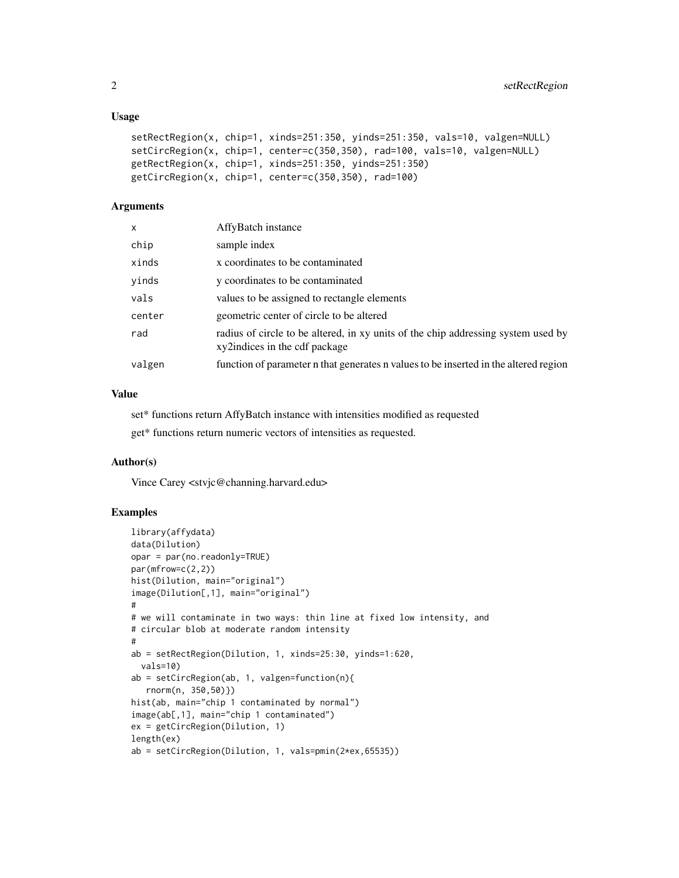## Usage

```
setRectRegion(x, chip=1, xinds=251:350, yinds=251:350, vals=10, valgen=NULL)
setCircRegion(x, chip=1, center=c(350,350), rad=100, vals=10, valgen=NULL)
getRectRegion(x, chip=1, xinds=251:350, yinds=251:350)
getCircRegion(x, chip=1, center=c(350,350), rad=100)
```

## Arguments

| | |
|---|---|
| x | AffyBatch instance |
| chip | sample index |
| xinds | x coordinates to be contaminated |
| yinds | y coordinates to be contaminated |
| vals | values to be assigned to rectangle elements |
| center | geometric center of circle to be altered |
| rad | radius of circle to be altered, in xy units of the chip addressing system used by xy2indices in the cdf package |
| valgen | function of parameter n that generates n values to be inserted in the altered region |

## Value

set* functions return AffyBatch instance with intensities modified as requested

get* functions return numeric vectors of intensities as requested.

## Author(s)

Vince Carey <stvjc@channing.harvard.edu>

## Examples

```
library(affydata)
data(Dilution)
opar = par(no.readonly=TRUE)
par(mfrow=c(2,2))
hist(Dilution, main="original")
image(Dilution[,1], main="original")
#
# we will contaminate in two ways: thin line at fixed low intensity, and
# circular blob at moderate random intensity
#
ab = setRectRegion(Dilution, 1, xinds=25:30, yinds=1:620,
  vals=10)
ab = setCircRegion(ab, 1, valgen=function(n){
   rnorm(n, 350,50)})
hist(ab, main="chip 1 contaminated by normal")
image(ab[,1], main="chip 1 contaminated")
ex = getCircRegion(Dilution, 1)
length(ex)
ab = setCircRegion(Dilution, 1, vals=pmin(2*ex,65535))
```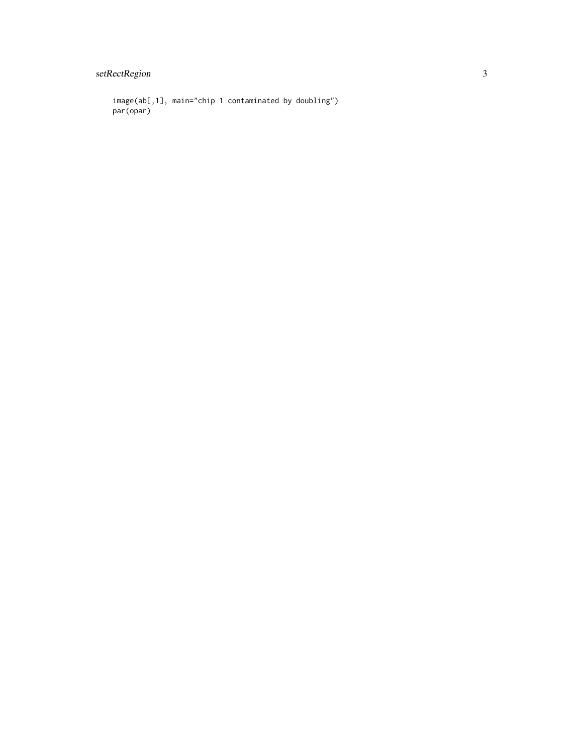```
image(ab[,1], main="chip 1 contaminated by doubling")
par(opar)
```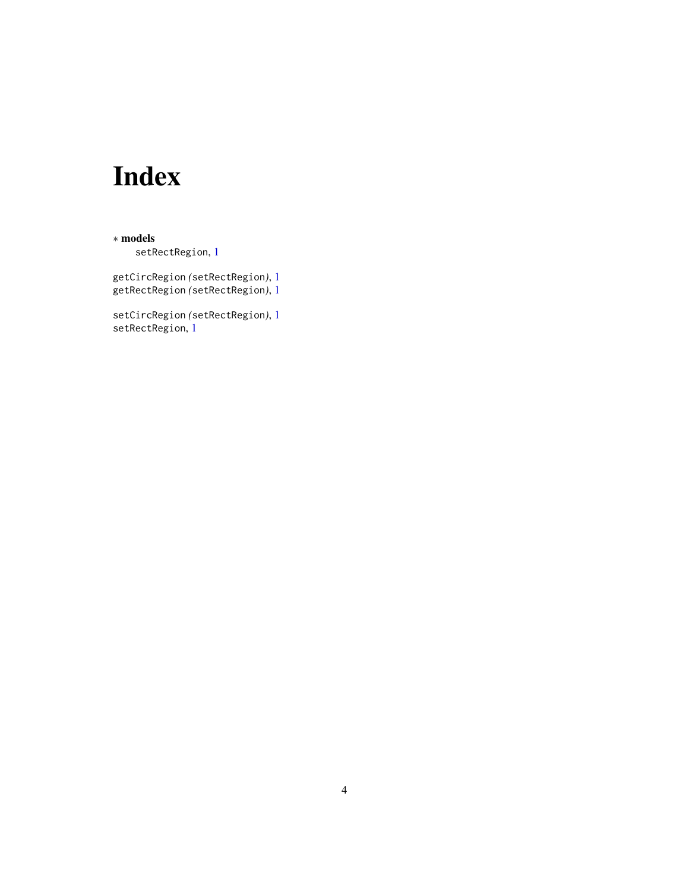# Index

∗ **models**

    setRectRegion, 1

getCircRegion *(*setRectRegion*)*, 1
getRectRegion *(*setRectRegion*)*, 1

setCircRegion *(*setRectRegion*)*, 1
setRectRegion, 1